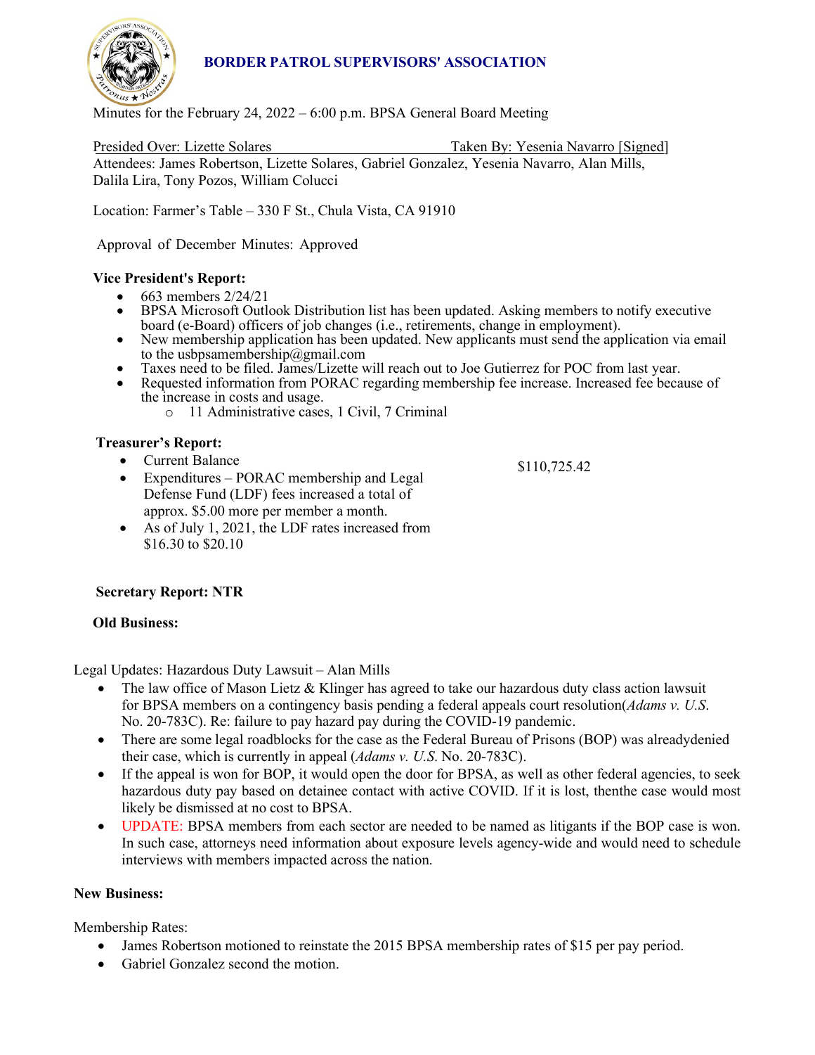**BORDER PATROL SUPERVISORS' ASSOCIATION**

Minutes for the February 24, 2022 – 6:00 p.m. BPSA General Board Meeting

Presided Over: Lizette Solares Taken By: Yesenia Navarro [Signed]

Attendees: James Robertson, Lizette Solares, Gabriel Gonzalez, Yesenia Navarro, Alan Mills, Dalila Lira, Tony Pozos, William Colucci

Location: Farmer's Table – 330 F St., Chula Vista, CA 91910

Approval of December Minutes: Approved

**Vice President's Report:**

- 663 members 2/24/21
- BPSA Microsoft Outlook Distribution list has been updated. Asking members to notify executive board (e-Board) officers of job changes (i.e., retirements, change in employment).
- New membership application has been updated. New applicants must send the application via email to the usbpsamembership@gmail.com
- Taxes need to be filed. James/Lizette will reach out to Joe Gutierrez for POC from last year.
- Requested information from PORAC regarding membership fee increase. Increased fee because of the increase in costs and usage.
  - 11 Administrative cases, 1 Civil, 7 Criminal

**Treasurer's Report:**

- Current Balance — $110,725.42
- Expenditures – PORAC membership and Legal Defense Fund (LDF) fees increased a total of approx. $5.00 more per member a month.
- As of July 1, 2021, the LDF rates increased from $16.30 to $20.10

**Secretary Report: NTR**

**Old Business:**

Legal Updates: Hazardous Duty Lawsuit – Alan Mills

- The law office of Mason Lietz & Klinger has agreed to take our hazardous duty class action lawsuit for BPSA members on a contingency basis pending a federal appeals court resolution(*Adams v. U.S.* No. 20-783C). Re: failure to pay hazard pay during the COVID-19 pandemic.
- There are some legal roadblocks for the case as the Federal Bureau of Prisons (BOP) was alreadydenied their case, which is currently in appeal (*Adams v. U.S.* No. 20-783C).
- If the appeal is won for BOP, it would open the door for BPSA, as well as other federal agencies, to seek hazardous duty pay based on detainee contact with active COVID. If it is lost, thenthe case would most likely be dismissed at no cost to BPSA.
- UPDATE: BPSA members from each sector are needed to be named as litigants if the BOP case is won. In such case, attorneys need information about exposure levels agency-wide and would need to schedule interviews with members impacted across the nation.

**New Business:**

Membership Rates:

- James Robertson motioned to reinstate the 2015 BPSA membership rates of $15 per pay period.
- Gabriel Gonzalez second the motion.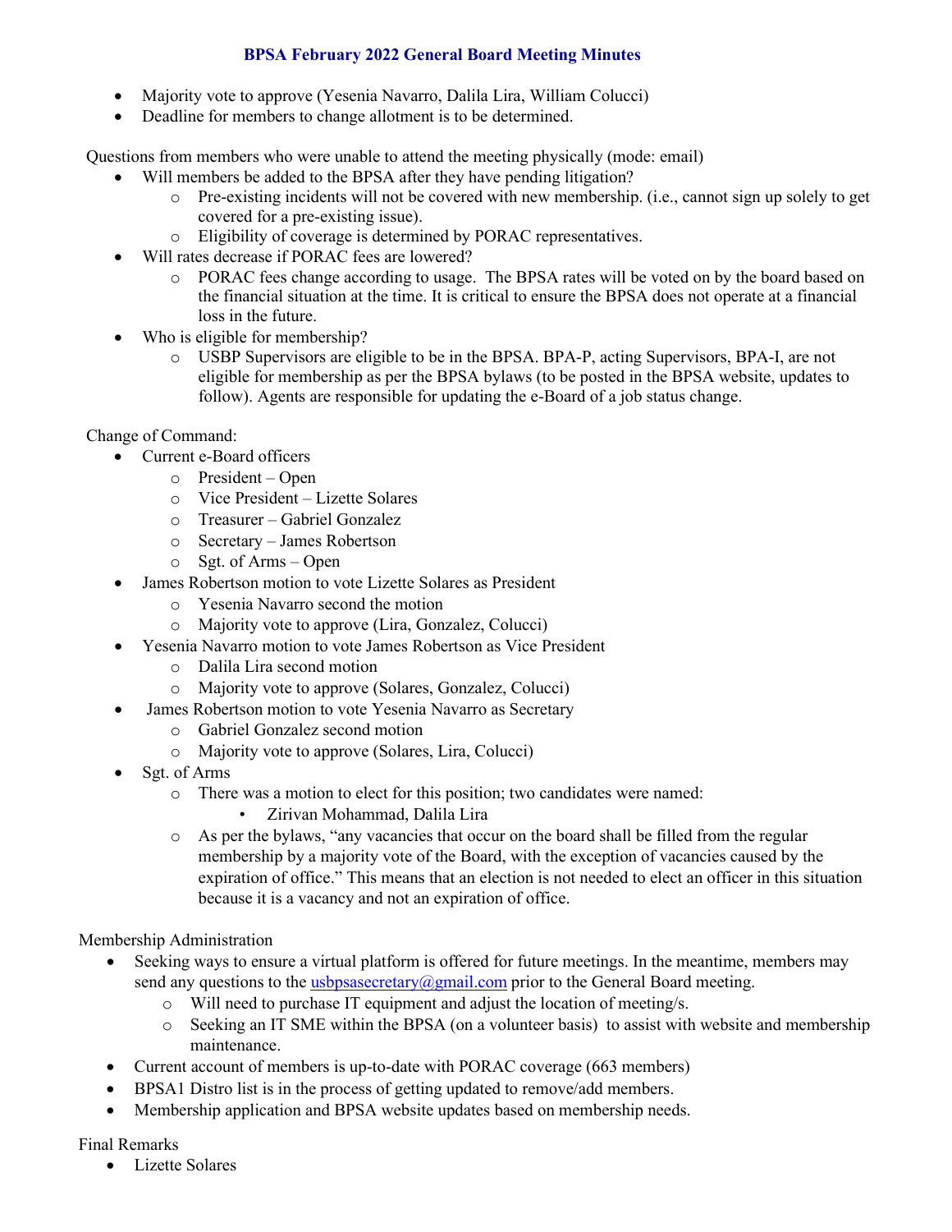- Majority vote to approve (Yesenia Navarro, Dalila Lira, William Colucci)
- Deadline for members to change allotment is to be determined.

Questions from members who were unable to attend the meeting physically (mode: email)

- Will members be added to the BPSA after they have pending litigation?
  - Pre-existing incidents will not be covered with new membership. (i.e., cannot sign up solely to get covered for a pre-existing issue).
  - Eligibility of coverage is determined by PORAC representatives.
- Will rates decrease if PORAC fees are lowered?
  - PORAC fees change according to usage. The BPSA rates will be voted on by the board based on the financial situation at the time. It is critical to ensure the BPSA does not operate at a financial loss in the future.
- Who is eligible for membership?
  - USBP Supervisors are eligible to be in the BPSA. BPA-P, acting Supervisors, BPA-I, are not eligible for membership as per the BPSA bylaws (to be posted in the BPSA website, updates to follow). Agents are responsible for updating the e-Board of a job status change.

Change of Command:

- Current e-Board officers
  - President – Open
  - Vice President – Lizette Solares
  - Treasurer – Gabriel Gonzalez
  - Secretary – James Robertson
  - Sgt. of Arms – Open
- James Robertson motion to vote Lizette Solares as President
  - Yesenia Navarro second the motion
  - Majority vote to approve (Lira, Gonzalez, Colucci)
- Yesenia Navarro motion to vote James Robertson as Vice President
  - Dalila Lira second motion
  - Majority vote to approve (Solares, Gonzalez, Colucci)
- James Robertson motion to vote Yesenia Navarro as Secretary
  - Gabriel Gonzalez second motion
  - Majority vote to approve (Solares, Lira, Colucci)
- Sgt. of Arms
  - There was a motion to elect for this position; two candidates were named:
    - Zirivan Mohammad, Dalila Lira
  - As per the bylaws, "any vacancies that occur on the board shall be filled from the regular membership by a majority vote of the Board, with the exception of vacancies caused by the expiration of office." This means that an election is not needed to elect an officer in this situation because it is a vacancy and not an expiration of office.

Membership Administration

- Seeking ways to ensure a virtual platform is offered for future meetings. In the meantime, members may send any questions to the usbpsasecretary@gmail.com prior to the General Board meeting.
  - Will need to purchase IT equipment and adjust the location of meeting/s.
  - Seeking an IT SME within the BPSA (on a volunteer basis) to assist with website and membership maintenance.
- Current account of members is up-to-date with PORAC coverage (663 members)
- BPSA1 Distro list is in the process of getting updated to remove/add members.
- Membership application and BPSA website updates based on membership needs.

Final Remarks

- Lizette Solares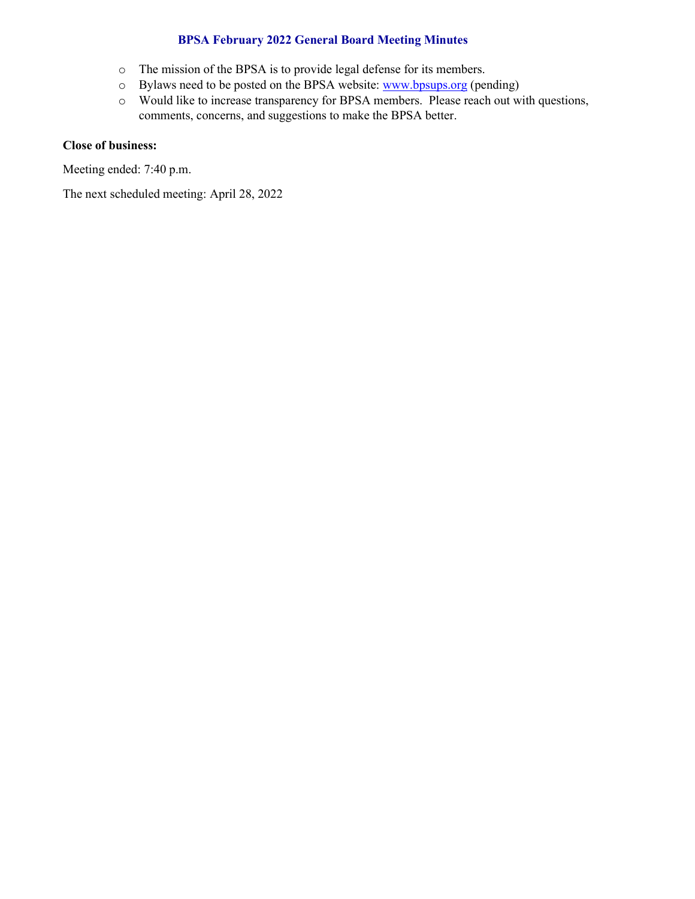- The mission of the BPSA is to provide legal defense for its members.
- Bylaws need to be posted on the BPSA website: [www.bpsups.org](http://www.bpsups.org) (pending)
- Would like to increase transparency for BPSA members. Please reach out with questions, comments, concerns, and suggestions to make the BPSA better.

**Close of business:**

Meeting ended: 7:40 p.m.

The next scheduled meeting: April 28, 2022